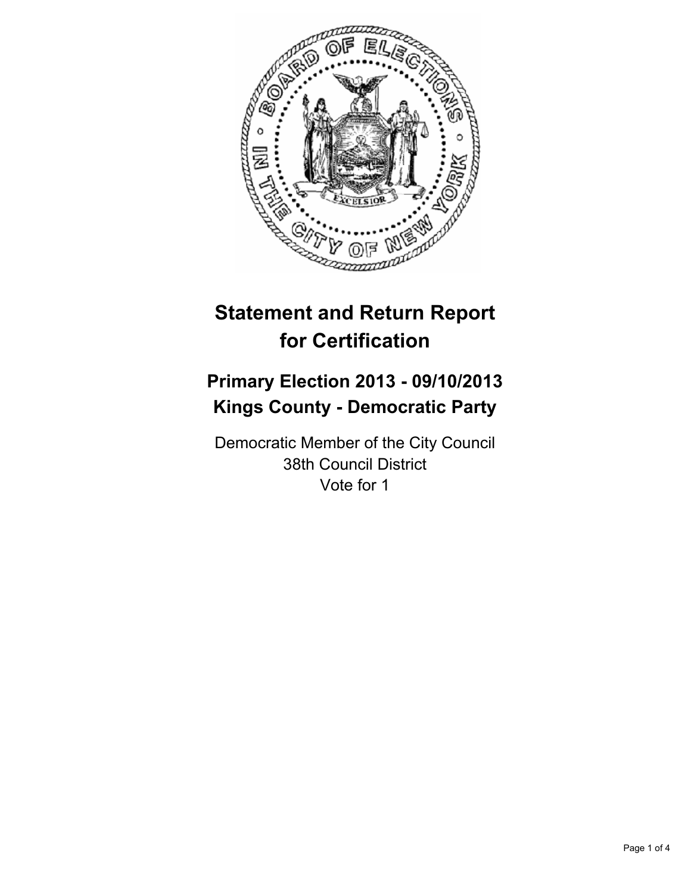# Statement and Return Report for Certification

## Primary Election 2013 - 09/10/2013
## Kings County - Democratic Party

Democratic Member of the City Council
38th Council District
Vote for 1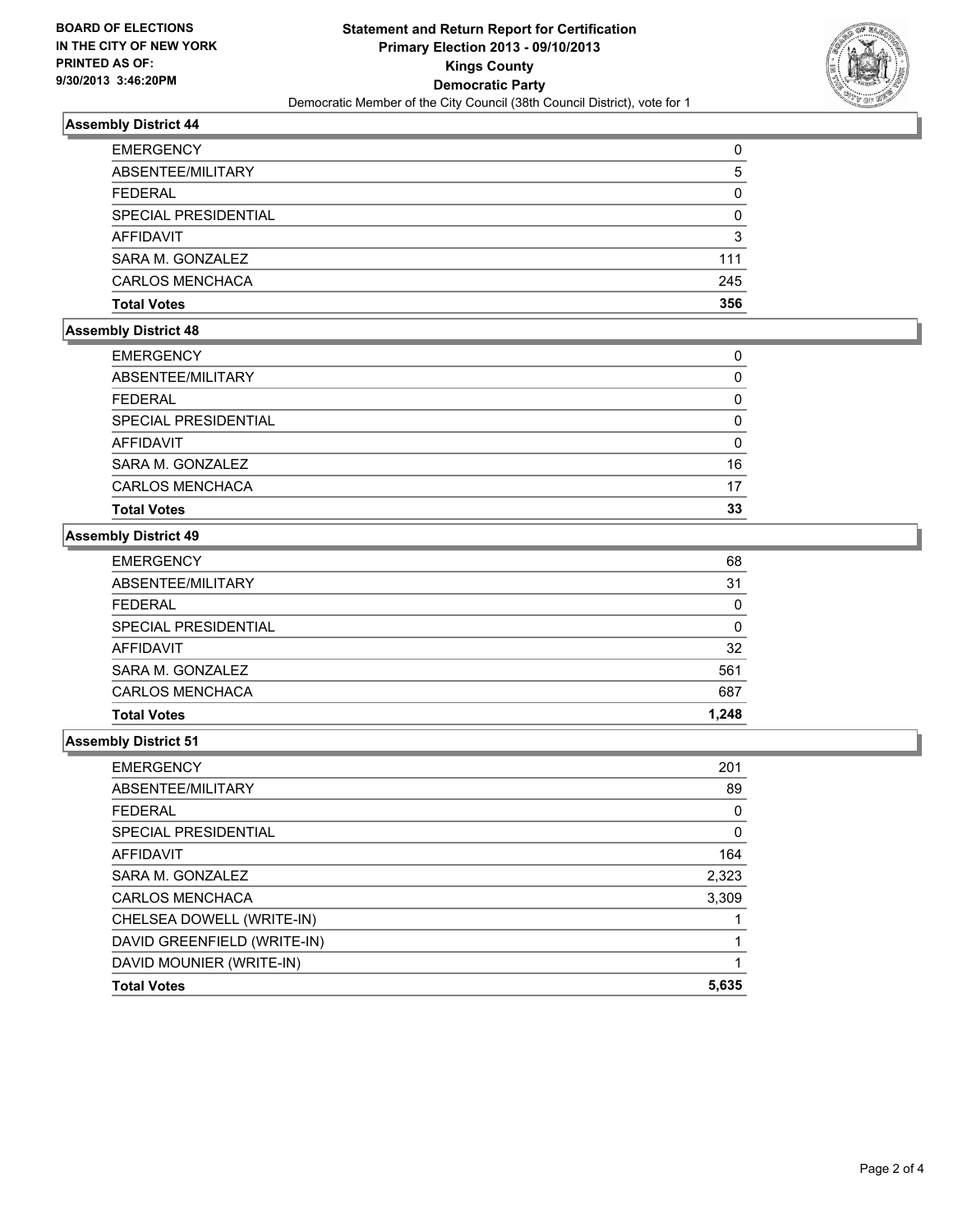BOARD OF ELECTIONS
IN THE CITY OF NEW YORK
PRINTED AS OF:
9/30/2013 3:46:20PM

**Statement and Return Report for Certification**
**Primary Election 2013 - 09/10/2013**
**Kings County**
**Democratic Party**
Democratic Member of the City Council (38th Council District), vote for 1

### Assembly District 44

| | |
|---|---|
| EMERGENCY | 0 |
| ABSENTEE/MILITARY | 5 |
| FEDERAL | 0 |
| SPECIAL PRESIDENTIAL | 0 |
| AFFIDAVIT | 3 |
| SARA M. GONZALEZ | 111 |
| CARLOS MENCHACA | 245 |
| **Total Votes** | **356** |

### Assembly District 48

| | |
|---|---|
| EMERGENCY | 0 |
| ABSENTEE/MILITARY | 0 |
| FEDERAL | 0 |
| SPECIAL PRESIDENTIAL | 0 |
| AFFIDAVIT | 0 |
| SARA M. GONZALEZ | 16 |
| CARLOS MENCHACA | 17 |
| **Total Votes** | **33** |

### Assembly District 49

| | |
|---|---|
| EMERGENCY | 68 |
| ABSENTEE/MILITARY | 31 |
| FEDERAL | 0 |
| SPECIAL PRESIDENTIAL | 0 |
| AFFIDAVIT | 32 |
| SARA M. GONZALEZ | 561 |
| CARLOS MENCHACA | 687 |
| **Total Votes** | **1,248** |

### Assembly District 51

| | |
|---|---|
| EMERGENCY | 201 |
| ABSENTEE/MILITARY | 89 |
| FEDERAL | 0 |
| SPECIAL PRESIDENTIAL | 0 |
| AFFIDAVIT | 164 |
| SARA M. GONZALEZ | 2,323 |
| CARLOS MENCHACA | 3,309 |
| CHELSEA DOWELL (WRITE-IN) | 1 |
| DAVID GREENFIELD (WRITE-IN) | 1 |
| DAVID MOUNIER (WRITE-IN) | 1 |
| **Total Votes** | **5,635** |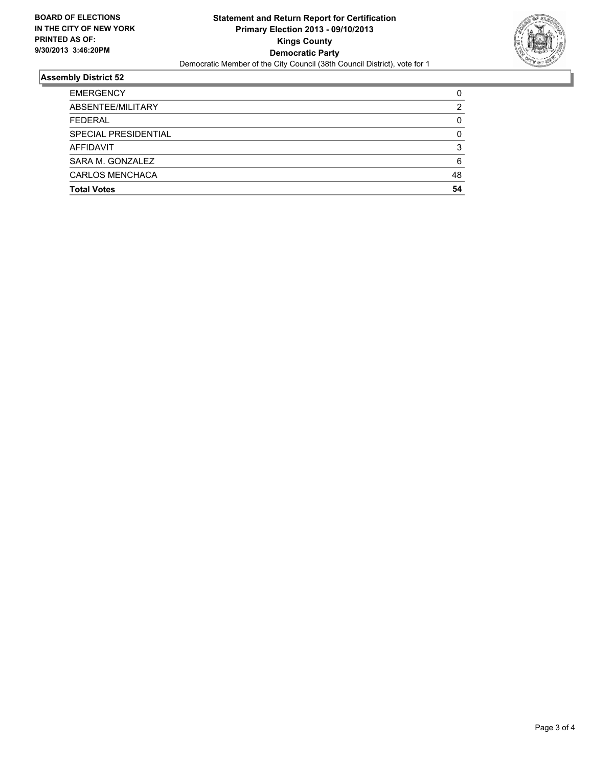**BOARD OF ELECTIONS IN THE CITY OF NEW YORK PRINTED AS OF: 9/30/2013 3:46:20PM**

**Statement and Return Report for Certification**
**Primary Election 2013 - 09/10/2013**
**Kings County**
**Democratic Party**
Democratic Member of the City Council (38th Council District), vote for 1

## Assembly District 52

| | |
|---|---|
| EMERGENCY | 0 |
| ABSENTEE/MILITARY | 2 |
| FEDERAL | 0 |
| SPECIAL PRESIDENTIAL | 0 |
| AFFIDAVIT | 3 |
| SARA M. GONZALEZ | 6 |
| CARLOS MENCHACA | 48 |
| **Total Votes** | **54** |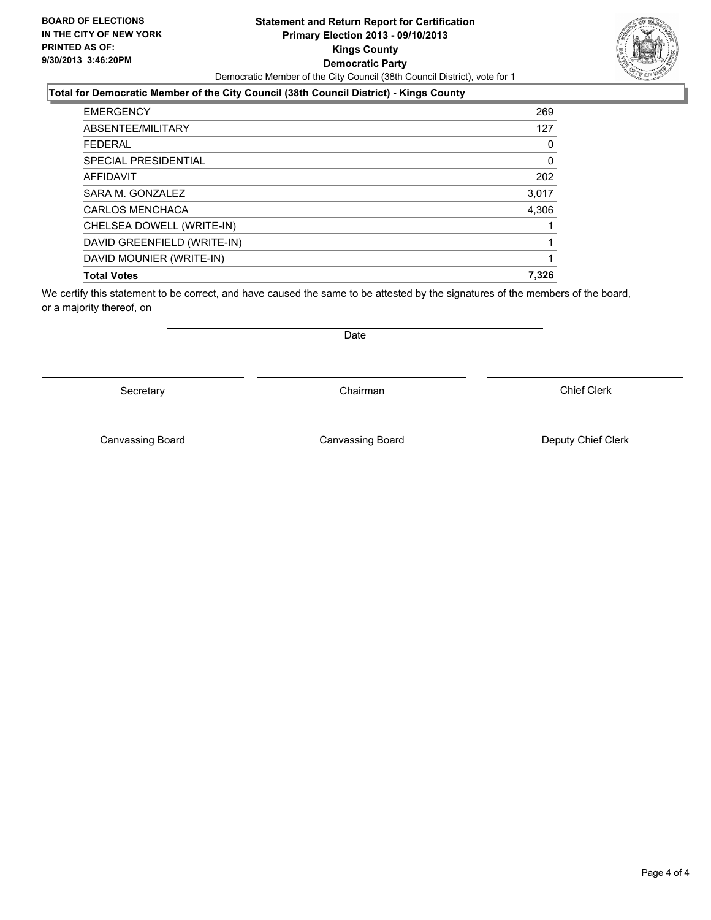**BOARD OF ELECTIONS IN THE CITY OF NEW YORK PRINTED AS OF: 9/30/2013 3:46:20PM**

# Statement and Return Report for Certification
## Primary Election 2013 - 09/10/2013
## Kings County
## Democratic Party

Democratic Member of the City Council (38th Council District), vote for 1

**Total for Democratic Member of the City Council (38th Council District) - Kings County**

| | |
|---|---|
| EMERGENCY | 269 |
| ABSENTEE/MILITARY | 127 |
| FEDERAL | 0 |
| SPECIAL PRESIDENTIAL | 0 |
| AFFIDAVIT | 202 |
| SARA M. GONZALEZ | 3,017 |
| CARLOS MENCHACA | 4,306 |
| CHELSEA DOWELL (WRITE-IN) | 1 |
| DAVID GREENFIELD (WRITE-IN) | 1 |
| DAVID MOUNIER (WRITE-IN) | 1 |
| **Total Votes** | **7,326** |

We certify this statement to be correct, and have caused the same to be attested by the signatures of the members of the board, or a majority thereof, on

Date

Secretary | Chairman | Chief Clerk

Canvassing Board | Canvassing Board | Deputy Chief Clerk